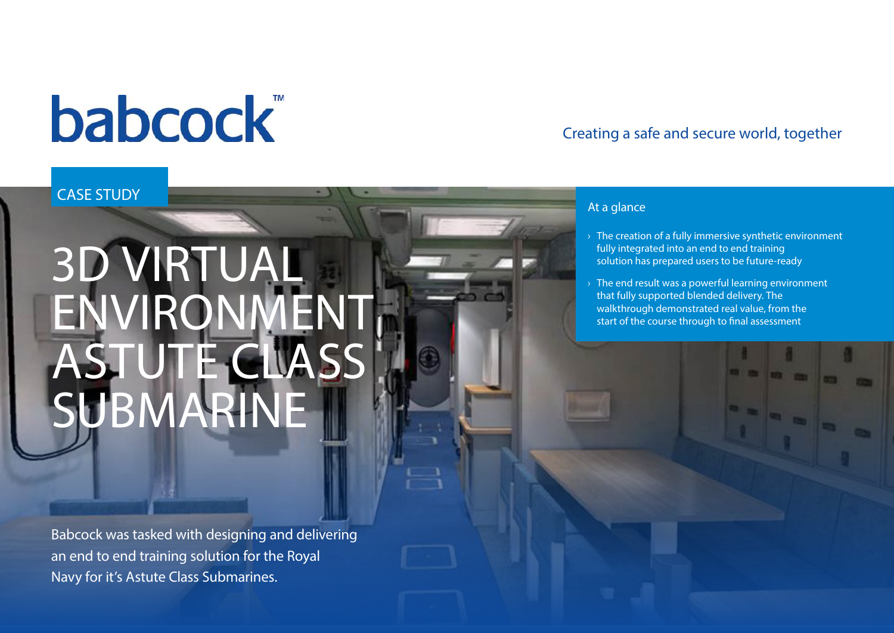babcock™

Creating a safe and secure world, together

CASE STUDY

# 3D VIRTUAL ENVIRONMENT ASTUTE CLASS SUBMARINE

Babcock was tasked with designing and delivering an end to end training solution for the Royal Navy for it's Astute Class Submarines.

## At a glance

- The creation of a fully immersive synthetic environment fully integrated into an end to end training solution has prepared users to be future-ready
- The end result was a powerful learning environment that fully supported blended delivery. The walkthrough demonstrated real value, from the start of the course through to final assessment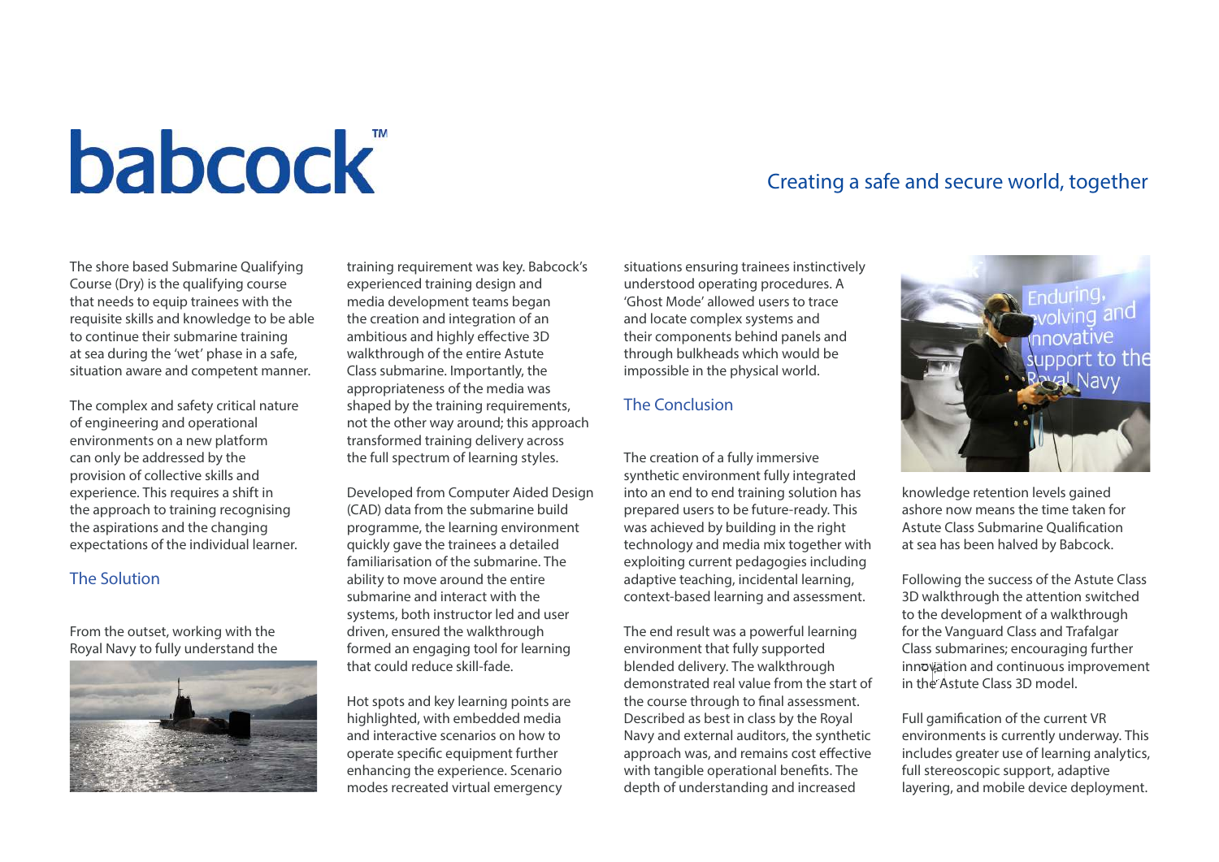# babcock™

Creating a safe and secure world, together

The shore based Submarine Qualifying Course (Dry) is the qualifying course that needs to equip trainees with the requisite skills and knowledge to be able to continue their submarine training at sea during the 'wet' phase in a safe, situation aware and competent manner.

The complex and safety critical nature of engineering and operational environments on a new platform can only be addressed by the provision of collective skills and experience. This requires a shift in the approach to training recognising the aspirations and the changing expectations of the individual learner.

## The Solution

From the outset, working with the Royal Navy to fully understand the training requirement was key. Babcock's experienced training design and media development teams began the creation and integration of an ambitious and highly effective 3D walkthrough of the entire Astute Class submarine. Importantly, the appropriateness of the media was shaped by the training requirements, not the other way around; this approach transformed training delivery across the full spectrum of learning styles.

Developed from Computer Aided Design (CAD) data from the submarine build programme, the learning environment quickly gave the trainees a detailed familiarisation of the submarine. The ability to move around the entire submarine and interact with the systems, both instructor led and user driven, ensured the walkthrough formed an engaging tool for learning that could reduce skill-fade.

Hot spots and key learning points are highlighted, with embedded media and interactive scenarios on how to operate specific equipment further enhancing the experience. Scenario modes recreated virtual emergency situations ensuring trainees instinctively understood operating procedures. A 'Ghost Mode' allowed users to trace and locate complex systems and their components behind panels and through bulkheads which would be impossible in the physical world.

## The Conclusion

The creation of a fully immersive synthetic environment fully integrated into an end to end training solution has prepared users to be future-ready. This was achieved by building in the right technology and media mix together with exploiting current pedagogies including adaptive teaching, incidental learning, context-based learning and assessment.

The end result was a powerful learning environment that fully supported blended delivery. The walkthrough demonstrated real value from the start of the course through to final assessment. Described as best in class by the Royal Navy and external auditors, the synthetic approach was, and remains cost effective with tangible operational benefits. The depth of understanding and increased knowledge retention levels gained ashore now means the time taken for Astute Class Submarine Qualification at sea has been halved by Babcock.

Following the success of the Astute Class 3D walkthrough the attention switched to the development of a walkthrough for the Vanguard Class and Trafalgar Class submarines; encouraging further innovation and continuous improvement in the Astute Class 3D model.

Full gamification of the current VR environments is currently underway. This includes greater use of learning analytics, full stereoscopic support, adaptive layering, and mobile device deployment.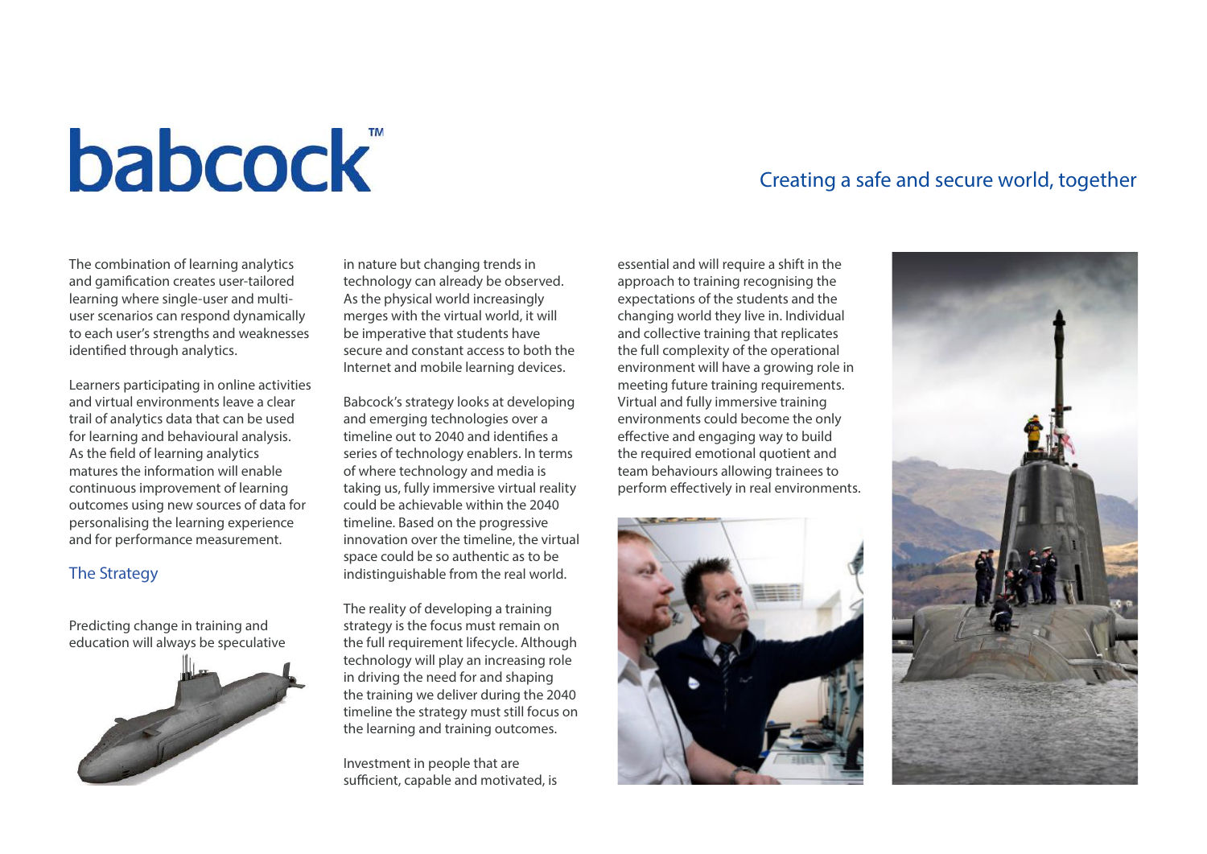# babcock™

Creating a safe and secure world, together

The combination of learning analytics and gamification creates user-tailored learning where single-user and multi-user scenarios can respond dynamically to each user's strengths and weaknesses identified through analytics.

Learners participating in online activities and virtual environments leave a clear trail of analytics data that can be used for learning and behavioural analysis. As the field of learning analytics matures the information will enable continuous improvement of learning outcomes using new sources of data for personalising the learning experience and for performance measurement.

## The Strategy

Predicting change in training and education will always be speculative in nature but changing trends in technology can already be observed. As the physical world increasingly merges with the virtual world, it will be imperative that students have secure and constant access to both the Internet and mobile learning devices.

Babcock's strategy looks at developing and emerging technologies over a timeline out to 2040 and identifies a series of technology enablers. In terms of where technology and media is taking us, fully immersive virtual reality could be achievable within the 2040 timeline. Based on the progressive innovation over the timeline, the virtual space could be so authentic as to be indistinguishable from the real world.

The reality of developing a training strategy is the focus must remain on the full requirement lifecycle. Although technology will play an increasing role in driving the need for and shaping the training we deliver during the 2040 timeline the strategy must still focus on the learning and training outcomes.

Investment in people that are sufficient, capable and motivated, is essential and will require a shift in the approach to training recognising the expectations of the students and the changing world they live in. Individual and collective training that replicates the full complexity of the operational environment will have a growing role in meeting future training requirements. Virtual and fully immersive training environments could become the only effective and engaging way to build the required emotional quotient and team behaviours allowing trainees to perform effectively in real environments.